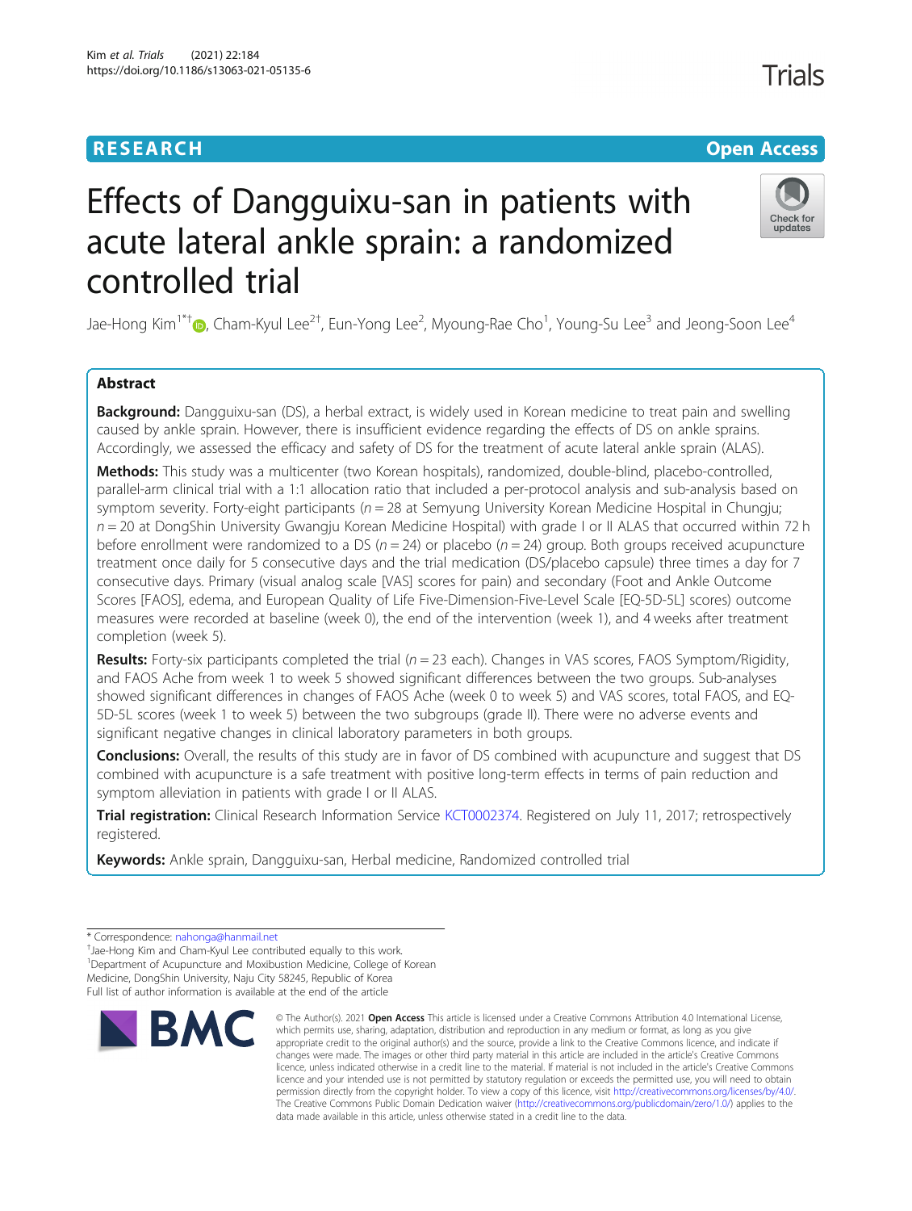RESEARCH

Open Access

# Effects of Dangguixu-san in patients with acute lateral ankle sprain: a randomized controlled trial

Jae-Hong Kim[1*†], Cham-Kyul Lee[2†], Eun-Yong Lee[2], Myoung-Rae Cho[1], Young-Su Lee[3] and Jeong-Soon Lee[4]

## Abstract

**Background:** Dangguixu-san (DS), a herbal extract, is widely used in Korean medicine to treat pain and swelling caused by ankle sprain. However, there is insufficient evidence regarding the effects of DS on ankle sprains. Accordingly, we assessed the efficacy and safety of DS for the treatment of acute lateral ankle sprain (ALAS).

**Methods:** This study was a multicenter (two Korean hospitals), randomized, double-blind, placebo-controlled, parallel-arm clinical trial with a 1:1 allocation ratio that included a per-protocol analysis and sub-analysis based on symptom severity. Forty-eight participants ($n = 28$ at Semyung University Korean Medicine Hospital in Chungju; $n = 20$ at DongShin University Gwangju Korean Medicine Hospital) with grade I or II ALAS that occurred within 72 h before enrollment were randomized to a DS ($n = 24$) or placebo ($n = 24$) group. Both groups received acupuncture treatment once daily for 5 consecutive days and the trial medication (DS/placebo capsule) three times a day for 7 consecutive days. Primary (visual analog scale [VAS] scores for pain) and secondary (Foot and Ankle Outcome Scores [FAOS], edema, and European Quality of Life Five-Dimension-Five-Level Scale [EQ-5D-5L] scores) outcome measures were recorded at baseline (week 0), the end of the intervention (week 1), and 4 weeks after treatment completion (week 5).

**Results:** Forty-six participants completed the trial ($n = 23$ each). Changes in VAS scores, FAOS Symptom/Rigidity, and FAOS Ache from week 1 to week 5 showed significant differences between the two groups. Sub-analyses showed significant differences in changes of FAOS Ache (week 0 to week 5) and VAS scores, total FAOS, and EQ-5D-5L scores (week 1 to week 5) between the two subgroups (grade II). There were no adverse events and significant negative changes in clinical laboratory parameters in both groups.

**Conclusions:** Overall, the results of this study are in favor of DS combined with acupuncture and suggest that DS combined with acupuncture is a safe treatment with positive long-term effects in terms of pain reduction and symptom alleviation in patients with grade I or II ALAS.

**Trial registration:** Clinical Research Information Service KCT0002374. Registered on July 11, 2017; retrospectively registered.

**Keywords:** Ankle sprain, Dangguixu-san, Herbal medicine, Randomized controlled trial

---

* Correspondence: nahonga@hanmail.net

†Jae-Hong Kim and Cham-Kyul Lee contributed equally to this work.

[1]Department of Acupuncture and Moxibustion Medicine, College of Korean Medicine, DongShin University, Naju City 58245, Republic of Korea

Full list of author information is available at the end of the article

© The Author(s). 2021 **Open Access** This article is licensed under a Creative Commons Attribution 4.0 International License, which permits use, sharing, adaptation, distribution and reproduction in any medium or format, as long as you give appropriate credit to the original author(s) and the source, provide a link to the Creative Commons licence, and indicate if changes were made. The images or other third party material in this article are included in the article's Creative Commons licence, unless indicated otherwise in a credit line to the material. If material is not included in the article's Creative Commons licence and your intended use is not permitted by statutory regulation or exceeds the permitted use, you will need to obtain permission directly from the copyright holder. To view a copy of this licence, visit http://creativecommons.org/licenses/by/4.0/. The Creative Commons Public Domain Dedication waiver (http://creativecommons.org/publicdomain/zero/1.0/) applies to the data made available in this article, unless otherwise stated in a credit line to the data.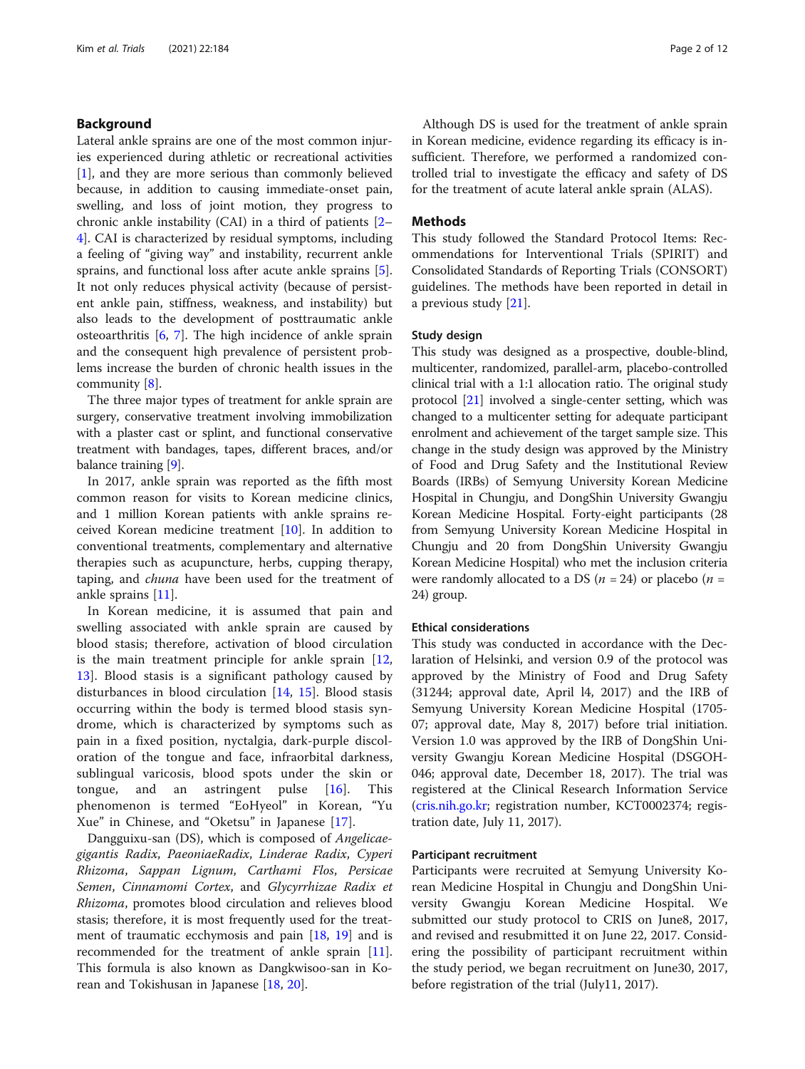## Background

Lateral ankle sprains are one of the most common injuries experienced during athletic or recreational activities [1], and they are more serious than commonly believed because, in addition to causing immediate-onset pain, swelling, and loss of joint motion, they progress to chronic ankle instability (CAI) in a third of patients [2–4]. CAI is characterized by residual symptoms, including a feeling of "giving way" and instability, recurrent ankle sprains, and functional loss after acute ankle sprains [5]. It not only reduces physical activity (because of persistent ankle pain, stiffness, weakness, and instability) but also leads to the development of posttraumatic ankle osteoarthritis [6, 7]. The high incidence of ankle sprain and the consequent high prevalence of persistent problems increase the burden of chronic health issues in the community [8].

The three major types of treatment for ankle sprain are surgery, conservative treatment involving immobilization with a plaster cast or splint, and functional conservative treatment with bandages, tapes, different braces, and/or balance training [9].

In 2017, ankle sprain was reported as the fifth most common reason for visits to Korean medicine clinics, and 1 million Korean patients with ankle sprains received Korean medicine treatment [10]. In addition to conventional treatments, complementary and alternative therapies such as acupuncture, herbs, cupping therapy, taping, and *chuna* have been used for the treatment of ankle sprains [11].

In Korean medicine, it is assumed that pain and swelling associated with ankle sprain are caused by blood stasis; therefore, activation of blood circulation is the main treatment principle for ankle sprain [12, 13]. Blood stasis is a significant pathology caused by disturbances in blood circulation [14, 15]. Blood stasis occurring within the body is termed blood stasis syndrome, which is characterized by symptoms such as pain in a fixed position, nyctalgia, dark-purple discoloration of the tongue and face, infraorbital darkness, sublingual varicosis, blood spots under the skin or tongue, and an astringent pulse [16]. This phenomenon is termed "EoHyeol" in Korean, "Yu Xue" in Chinese, and "Oketsu" in Japanese [17].

Dangguixu-san (DS), which is composed of *Angelicaegigantis Radix*, *PaeoniaeRadix*, *Linderae Radix*, *Cyperi Rhizoma*, *Sappan Lignum*, *Carthami Flos*, *Persicae Semen*, *Cinnamomi Cortex*, and *Glycyrrhizae Radix et Rhizoma*, promotes blood circulation and relieves blood stasis; therefore, it is most frequently used for the treatment of traumatic ecchymosis and pain [18, 19] and is recommended for the treatment of ankle sprain [11]. This formula is also known as Dangkwisoo-san in Korean and Tokishusan in Japanese [18, 20].

Although DS is used for the treatment of ankle sprain in Korean medicine, evidence regarding its efficacy is insufficient. Therefore, we performed a randomized controlled trial to investigate the efficacy and safety of DS for the treatment of acute lateral ankle sprain (ALAS).

## Methods

This study followed the Standard Protocol Items: Recommendations for Interventional Trials (SPIRIT) and Consolidated Standards of Reporting Trials (CONSORT) guidelines. The methods have been reported in detail in a previous study [21].

### Study design

This study was designed as a prospective, double-blind, multicenter, randomized, parallel-arm, placebo-controlled clinical trial with a 1:1 allocation ratio. The original study protocol [21] involved a single-center setting, which was changed to a multicenter setting for adequate participant enrolment and achievement of the target sample size. This change in the study design was approved by the Ministry of Food and Drug Safety and the Institutional Review Boards (IRBs) of Semyung University Korean Medicine Hospital in Chungju, and DongShin University Gwangju Korean Medicine Hospital. Forty-eight participants (28 from Semyung University Korean Medicine Hospital in Chungju and 20 from DongShin University Gwangju Korean Medicine Hospital) who met the inclusion criteria were randomly allocated to a DS ($n$ = 24) or placebo ($n$ = 24) group.

### Ethical considerations

This study was conducted in accordance with the Declaration of Helsinki, and version 0.9 of the protocol was approved by the Ministry of Food and Drug Safety (31244; approval date, April l4, 2017) and the IRB of Semyung University Korean Medicine Hospital (1705-07; approval date, May 8, 2017). Version 1.0 was approved by the IRB of DongShin University Gwangju Korean Medicine Hospital (DSGOH-046; approval date, December 18, 2017). The trial was registered at the Clinical Research Information Service (cris.nih.go.kr; registration number, KCT0002374; registration date, July 11, 2017).

### Participant recruitment

Participants were recruited at Semyung University Korean Medicine Hospital in Chungju and DongShin University Gwangju Korean Medicine Hospital. We submitted our study protocol to CRIS on June8, 2017, and revised and resubmitted it on June 22, 2017. Considering the possibility of participant recruitment within the study period, we began recruitment on June30, 2017, before registration of the trial (July11, 2017).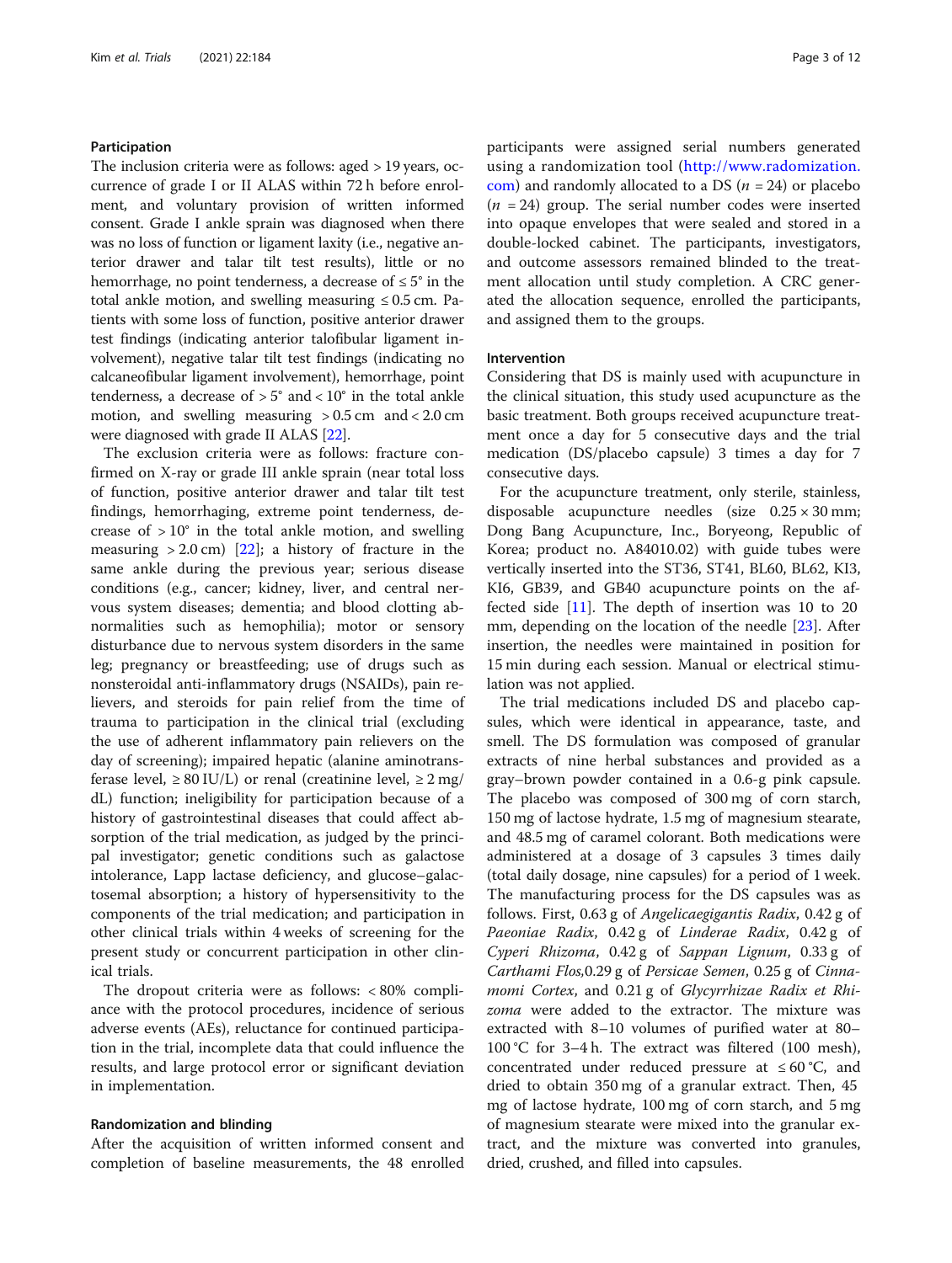### Participation

The inclusion criteria were as follows: aged > 19 years, occurrence of grade I or II ALAS within 72 h before enrolment, and voluntary provision of written informed consent. Grade I ankle sprain was diagnosed when there was no loss of function or ligament laxity (i.e., negative anterior drawer and talar tilt test results), little or no hemorrhage, no point tenderness, a decrease of ≤ 5° in the total ankle motion, and swelling measuring ≤ 0.5 cm. Patients with some loss of function, positive anterior drawer test findings (indicating anterior talofibular ligament involvement), negative talar tilt test findings (indicating no calcaneofibular ligament involvement), hemorrhage, point tenderness, a decrease of > 5° and < 10° in the total ankle motion, and swelling measuring > 0.5 cm and < 2.0 cm were diagnosed with grade II ALAS [22].

The exclusion criteria were as follows: fracture confirmed on X-ray or grade III ankle sprain (near total loss of function, positive anterior drawer and talar tilt test findings, hemorrhaging, extreme point tenderness, decrease of > 10° in the total ankle motion, and swelling measuring > 2.0 cm) [22]; a history of fracture in the same ankle during the previous year; serious disease conditions (e.g., cancer; kidney, liver, and central nervous system diseases; dementia; and blood clotting abnormalities such as hemophilia); motor or sensory disturbance due to nervous system disorders in the same leg; pregnancy or breastfeeding; use of drugs such as nonsteroidal anti-inflammatory drugs (NSAIDs), pain relievers, and steroids for pain relief from the time of trauma to participation in the clinical trial (excluding the use of adherent inflammatory pain relievers on the day of screening); impaired hepatic (alanine aminotransferase level, ≥ 80 IU/L) or renal (creatinine level, ≥ 2 mg/dL) function; ineligibility for participation because of a history of gastrointestinal diseases that could affect absorption of the trial medication, as judged by the principal investigator; genetic conditions such as galactose intolerance, Lapp lactase deficiency, and glucose–galactosemal absorption; a history of hypersensitivity to the components of the trial medication; and participation in other clinical trials within 4 weeks of screening for the present study or concurrent participation in other clinical trials.

The dropout criteria were as follows: < 80% compliance with the protocol procedures, incidence of serious adverse events (AEs), reluctance for continued participation in the trial, incomplete data that could influence the results, and large protocol error or significant deviation in implementation.

### Randomization and blinding

After the acquisition of written informed consent and completion of baseline measurements, the 48 enrolled participants were assigned serial numbers generated using a randomization tool (http://www.radomization.com) and randomly allocated to a DS ($n$ = 24) or placebo ($n$ = 24) group. The serial number codes were inserted into opaque envelopes that were sealed and stored in a double-locked cabinet. The participants, investigators, and outcome assessors remained blinded to the treatment allocation until study completion. A CRC generated the allocation sequence, enrolled the participants, and assigned them to the groups.

### Intervention

Considering that DS is mainly used with acupuncture in the clinical situation, this study used acupuncture as the basic treatment. Both groups received acupuncture treatment once a day for 5 consecutive days and the trial medication (DS/placebo capsule) 3 times a day for 7 consecutive days.

For the acupuncture treatment, only sterile, stainless, disposable acupuncture needles (size 0.25 × 30 mm; Dong Bang Acupuncture, Inc., Boryeong, Republic of Korea; product no. A84010.02) with guide tubes were vertically inserted into the ST36, ST41, BL60, BL62, KI3, KI6, GB39, and GB40 acupuncture points on the affected side [11]. The depth of insertion was 10 to 20 mm, depending on the location of the needle [23]. After insertion, the needles were maintained in position for 15 min during each session. Manual or electrical stimulation was not applied.

The trial medications included DS and placebo capsules, which were identical in appearance, taste, and smell. The DS formulation was composed of granular extracts of nine herbal substances and provided as a gray–brown powder contained in a 0.6-g pink capsule. The placebo was composed of 300 mg of corn starch, 150 mg of lactose hydrate, 1.5 mg of magnesium stearate, and 48.5 mg of caramel colorant. Both medications were administered at a dosage of 3 capsules 3 times daily (total daily dosage, nine capsules) for a period of 1 week. The manufacturing process for the DS capsules was as follows. First, 0.63 g of *Angelicaegigantis Radix*, 0.42 g of *Paeoniae Radix*, 0.42 g of *Linderae Radix*, 0.42 g of *Cyperi Rhizoma*, 0.42 g of *Sappan Lignum*, 0.33 g of *Carthami Flos,*0.29 g of *Persicae Semen*, 0.25 g of *Cinnamomi Cortex*, and 0.21 g of *Glycyrrhizae Radix et Rhizoma* were added to the extractor. The mixture was extracted with 8–10 volumes of purified water at 80–100 °C for 3–4 h. The extract was filtered (100 mesh), concentrated under reduced pressure at ≤ 60 °C, and dried to obtain 350 mg of a granular extract. Then, 45 mg of lactose hydrate, 100 mg of corn starch, and 5 mg of magnesium stearate were mixed into the granular extract, and the mixture was converted into granules, dried, crushed, and filled into capsules.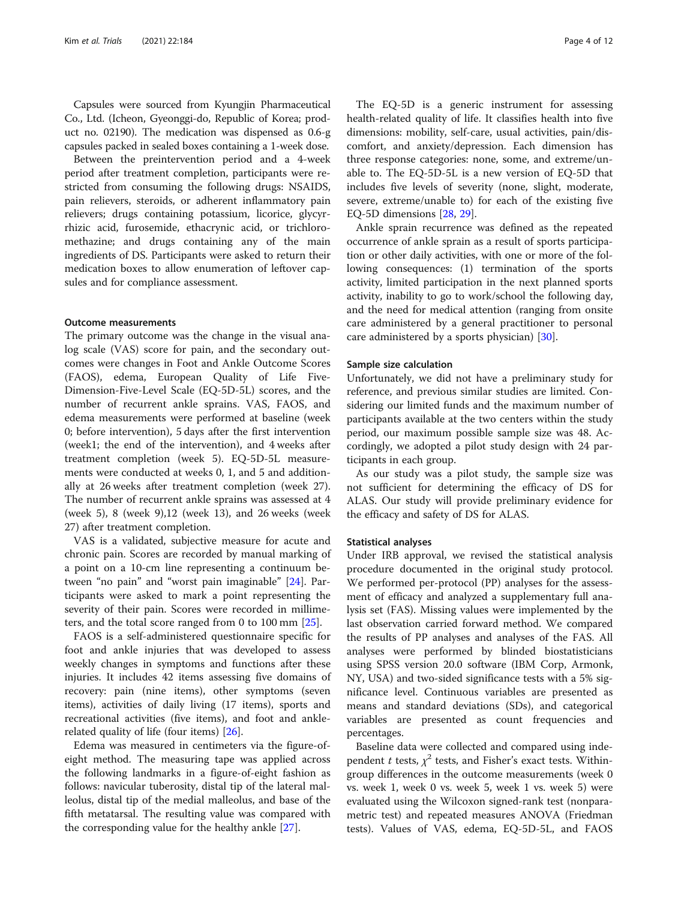Capsules were sourced from Kyungjin Pharmaceutical Co., Ltd. (Icheon, Gyeonggi-do, Republic of Korea; product no. 02190). The medication was dispensed as 0.6-g capsules packed in sealed boxes containing a 1-week dose.

Between the preintervention period and a 4-week period after treatment completion, participants were restricted from consuming the following drugs: NSAIDS, pain relievers, steroids, or adherent inflammatory pain relievers; drugs containing potassium, licorice, glycyrrhizic acid, furosemide, ethacrynic acid, or trichloromethazine; and drugs containing any of the main ingredients of DS. Participants were asked to return their medication boxes to allow enumeration of leftover capsules and for compliance assessment.

### Outcome measurements

The primary outcome was the change in the visual analog scale (VAS) score for pain, and the secondary outcomes were changes in Foot and Ankle Outcome Scores (FAOS), edema, European Quality of Life Five-Dimension-Five-Level Scale (EQ-5D-5L) scores, and the number of recurrent ankle sprains. VAS, FAOS, and edema measurements were performed at baseline (week 0; before intervention), 5 days after the first intervention (week1; the end of the intervention), and 4 weeks after treatment completion (week 5). EQ-5D-5L measurements were conducted at weeks 0, 1, and 5 and additionally at 26 weeks after treatment completion (week 27). The number of recurrent ankle sprains was assessed at 4 (week 5), 8 (week 9),12 (week 13), and 26 weeks (week 27) after treatment completion.

VAS is a validated, subjective measure for acute and chronic pain. Scores are recorded by manual marking of a point on a 10-cm line representing a continuum between "no pain" and "worst pain imaginable" [24]. Participants were asked to mark a point representing the severity of their pain. Scores were recorded in millimeters, and the total score ranged from 0 to 100 mm [25].

FAOS is a self-administered questionnaire specific for foot and ankle injuries that was developed to assess weekly changes in symptoms and functions after these injuries. It includes 42 items assessing five domains of recovery: pain (nine items), other symptoms (seven items), activities of daily living (17 items), sports and recreational activities (five items), and foot and ankle-related quality of life (four items) [26].

Edema was measured in centimeters via the figure-of-eight method. The measuring tape was applied across the following landmarks in a figure-of-eight fashion as follows: navicular tuberosity, distal tip of the lateral malleolus, distal tip of the medial malleolus, and base of the fifth metatarsal. The resulting value was compared with the corresponding value for the healthy ankle [27].

The EQ-5D is a generic instrument for assessing health-related quality of life. It classifies health into five dimensions: mobility, self-care, usual activities, pain/discomfort, and anxiety/depression. Each dimension has three response categories: none, some, and extreme/unable to. The EQ-5D-5L is a new version of EQ-5D that includes five levels of severity (none, slight, moderate, severe, extreme/unable to) for each of the existing five EQ-5D dimensions [28, 29].

Ankle sprain recurrence was defined as the repeated occurrence of ankle sprain as a result of sports participation or other daily activities, with one or more of the following consequences: (1) termination of the sports activity, limited participation in the next planned sports activity, inability to go to work/school the following day, and the need for medical attention (ranging from onsite care administered by a general practitioner to personal care administered by a sports physician) [30].

### Sample size calculation

Unfortunately, we did not have a preliminary study for reference, and previous similar studies are limited. Considering our limited funds and the maximum number of participants available at the two centers within the study period, our maximum possible sample size was 48. Accordingly, we adopted a pilot study design with 24 participants in each group.

As our study was a pilot study, the sample size was not sufficient for determining the efficacy of DS for ALAS. Our study will provide preliminary evidence for the efficacy and safety of DS for ALAS.

### Statistical analyses

Under IRB approval, we revised the statistical analysis procedure documented in the original study protocol. We performed per-protocol (PP) analyses for the assessment of efficacy and analyzed a supplementary full analysis set (FAS). Missing values were implemented by the last observation carried forward method. We compared the results of PP analyses and analyses of the FAS. All analyses were performed by blinded biostatisticians using SPSS version 20.0 software (IBM Corp, Armonk, NY, USA) and two-sided significance tests with a 5% significance level. Continuous variables are presented as means and standard deviations (SDs), and categorical variables are presented as count frequencies and percentages.

Baseline data were collected and compared using independent *t* tests, $\chi^2$ tests, and Fisher's exact tests. Within-group differences in the outcome measurements (week 0 vs. week 1, week 0 vs. week 5, week 1 vs. week 5) were evaluated using the Wilcoxon signed-rank test (nonparametric test) and repeated measures ANOVA (Friedman tests). Values of VAS, edema, EQ-5D-5L, and FAOS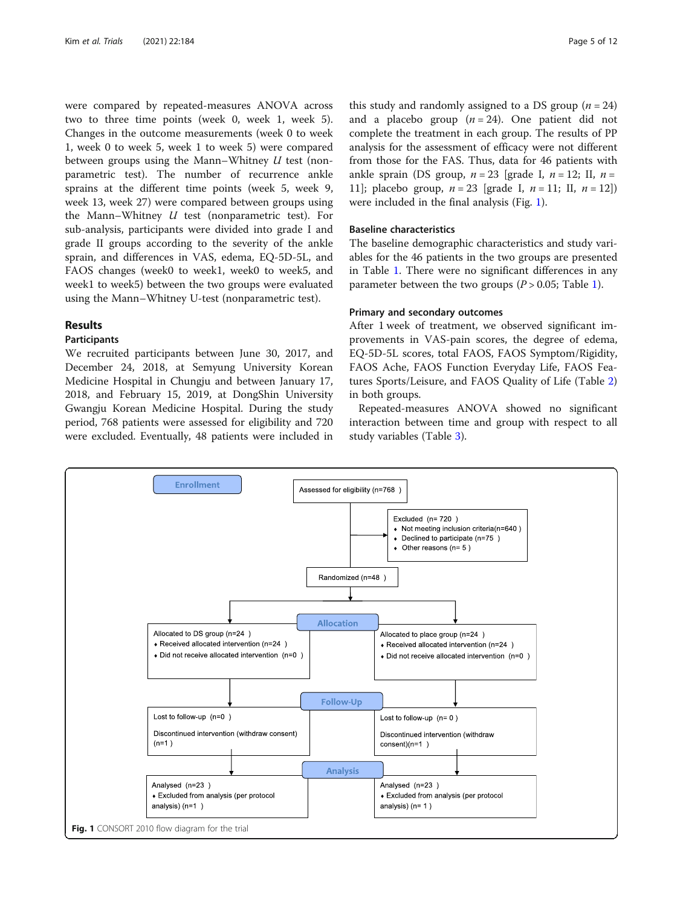were compared by repeated-measures ANOVA across two to three time points (week 0, week 1, week 5). Changes in the outcome measurements (week 0 to week 1, week 0 to week 5, week 1 to week 5) were compared between groups using the Mann–Whitney $U$ test (nonparametric test). The number of recurrence ankle sprains at the different time points (week 5, week 9, week 13, week 27) were compared between groups using the Mann–Whitney $U$ test (nonparametric test). For sub-analysis, participants were divided into grade I and grade II groups according to the severity of the ankle sprain, and differences in VAS, edema, EQ-5D-5L, and FAOS changes (week0 to week1, week0 to week5, and week1 to week5) between the two groups were evaluated using the Mann–Whitney U-test (nonparametric test).

## Results

### Participants

We recruited participants between June 30, 2017, and December 24, 2018, at Semyung University Korean Medicine Hospital in Chungju and between January 17, 2018, and February 15, 2019, at DongShin University Gwangju Korean Medicine Hospital. During the study period, 768 patients were assessed for eligibility and 720 were excluded. Eventually, 48 patients were included in this study and randomly assigned to a DS group ($n = 24$) and a placebo group ($n = 24$). One patient did not complete the treatment in each group. The results of PP analysis for the assessment of efficacy were not different from those for the FAS. Thus, data for 46 patients with ankle sprain (DS group, $n = 23$ [grade I, $n = 12$; II, $n = 11$]; placebo group, $n = 23$ [grade I, $n = 11$; II, $n = 12$]) were included in the final analysis (Fig. 1).

### Baseline characteristics

The baseline demographic characteristics and study variables for the 46 patients in the two groups are presented in Table 1. There were no significant differences in any parameter between the two groups ($P > 0.05$; Table 1).

### Primary and secondary outcomes

After 1 week of treatment, we observed significant improvements in VAS-pain scores, the degree of edema, EQ-5D-5L scores, total FAOS, FAOS Symptom/Rigidity, FAOS Ache, FAOS Function Everyday Life, FAOS Features Sports/Leisure, and FAOS Quality of Life (Table 2) in both groups.

Repeated-measures ANOVA showed no significant interaction between time and group with respect to all study variables (Table 3).

**Enrollment**

Assessed for eligibility (n=768 )

Excluded (n= 720 )
- Not meeting inclusion criteria(n=640 )
- Declined to participate (n=75 )
- Other reasons (n= 5 )

Randomized (n=48 )

**Allocation**

Allocated to DS group (n=24 )
- Received allocated intervention (n=24 )
- Did not receive allocated intervention (n=0 )

Allocated to place group (n=24 )
- Received allocated intervention (n=24 )
- Did not receive allocated intervention (n=0 )

**Follow-Up**

Lost to follow-up (n=0 )

Discontinued intervention (withdraw consent) (n=1 )

Lost to follow-up (n= 0 )

Discontinued intervention (withdraw consent)(n=1 )

**Analysis**

Analysed (n=23 )
- Excluded from analysis (per protocol analysis) (n=1 )

Analysed (n=23 )
- Excluded from analysis (per protocol analysis) (n= 1 )

**Fig. 1** CONSORT 2010 flow diagram for the trial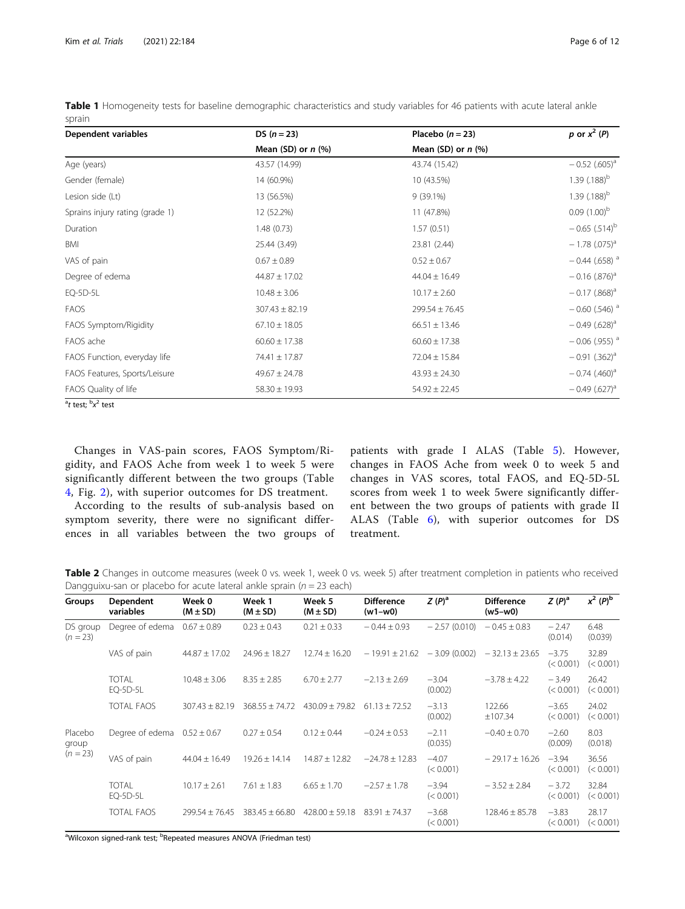**Table 1** Homogeneity tests for baseline demographic characteristics and study variables for 46 patients with acute lateral ankle sprain

| Dependent variables | DS ($n = 23$) | Placebo ($n = 23$) | $p$ or $x^2$ ($P$) |
|---|---|---|---|
| | Mean (SD) or $n$ (%) | Mean (SD) or $n$ (%) | |
| Age (years) | 43.57 (14.99) | 43.74 (15.42) | − 0.52 (.605)[a] |
| Gender (female) | 14 (60.9%) | 10 (43.5%) | 1.39 (.188)[b] |
| Lesion side (Lt) | 13 (56.5%) | 9 (39.1%) | 1.39 (.188)[b] |
| Sprains injury rating (grade 1) | 12 (52.2%) | 11 (47.8%) | 0.09 (1.00)[b] |
| Duration | 1.48 (0.73) | 1.57 (0.51) | − 0.65 (.514)[b] |
| BMI | 25.44 (3.49) | 23.81 (2.44) | − 1.78 (.075)[a] |
| VAS of pain | 0.67 ± 0.89 | 0.52 ± 0.67 | − 0.44 (.658) [a] |
| Degree of edema | 44.87 ± 17.02 | 44.04 ± 16.49 | − 0.16 (.876)[a] |
| EQ-5D-5L | 10.48 ± 3.06 | 10.17 ± 2.60 | − 0.17 (.868)[a] |
| FAOS | 307.43 ± 82.19 | 299.54 ± 76.45 | − 0.60 (.546) [a] |
| FAOS Symptom/Rigidity | 67.10 ± 18.05 | 66.51 ± 13.46 | − 0.49 (.628)[a] |
| FAOS ache | 60.60 ± 17.38 | 60.60 ± 17.38 | − 0.06 (.955) [a] |
| FAOS Function, everyday life | 74.41 ± 17.87 | 72.04 ± 15.84 | − 0.91 (.362)[a] |
| FAOS Features, Sports/Leisure | 49.67 ± 24.78 | 43.93 ± 24.30 | − 0.74 (.460)[a] |
| FAOS Quality of life | 58.30 ± 19.93 | 54.92 ± 22.45 | − 0.49 (.627)[a] |

[a]$t$ test; [b]$x^2$ test

Changes in VAS-pain scores, FAOS Symptom/Rigidity, and FAOS Ache from week 1 to week 5 were significantly different between the two groups (Table 4, Fig. 2), with superior outcomes for DS treatment.

According to the results of sub-analysis based on symptom severity, there were no significant differences in all variables between the two groups of patients with grade I ALAS (Table 5). However, changes in FAOS Ache from week 0 to week 5 and changes in VAS scores, total FAOS, and EQ-5D-5L scores from week 1 to week 5were significantly different between the two groups of patients with grade II ALAS (Table 6), with superior outcomes for DS treatment.

**Table 2** Changes in outcome measures (week 0 vs. week 1, week 0 vs. week 5) after treatment completion in patients who received Dangguixu-san or placebo for acute lateral ankle sprain ($n = 23$ each)

| Groups | Dependent variables | Week 0 (M ± SD) | Week 1 (M ± SD) | Week 5 (M ± SD) | Difference (w1–w0) | $Z$ ($P$)[a] | Difference (w5–w0) | $Z$ ($P$)[a] | $x^2$ ($P$)[b] |
|---|---|---|---|---|---|---|---|---|---|
| DS group ($n = 23$) | Degree of edema | 0.67 ± 0.89 | 0.23 ± 0.43 | 0.21 ± 0.33 | − 0.44 ± 0.93 | − 2.57 (0.010) | − 0.45 ± 0.83 | − 2.47 (0.014) | 6.48 (0.039) |
| | VAS of pain | 44.87 ± 17.02 | 24.96 ± 18.27 | 12.74 ± 16.20 | − 19.91 ± 21.62 | − 3.09 (0.002) | − 32.13 ± 23.65 | −3.75 (< 0.001) | 32.89 (< 0.001) |
| | TOTAL EQ-5D-5L | 10.48 ± 3.06 | 8.35 ± 2.85 | 6.70 ± 2.77 | −2.13 ± 2.69 | −3.04 (0.002) | −3.78 ± 4.22 | −3.49 (< 0.001) | 26.42 (< 0.001) |
| | TOTAL FAOS | 307.43 ± 82.19 | 368.55 ± 74.72 | 430.09 ± 79.82 | 61.13 ± 72.52 | −3.13 (0.002) | 122.66 ±107.34 | −3.65 (< 0.001) | 24.02 (< 0.001) |
| Placebo group ($n = 23$) | Degree of edema | 0.52 ± 0.67 | 0.27 ± 0.54 | 0.12 ± 0.44 | −0.24 ± 0.53 | −2.11 (0.035) | −0.40 ± 0.70 | −2.60 (0.009) | 8.03 (0.018) |
| | VAS of pain | 44.04 ± 16.49 | 19.26 ± 14.14 | 14.87 ± 12.82 | −24.78 ± 12.83 | −4.07 (< 0.001) | − 29.17 ± 16.26 | −3.94 (< 0.001) | 36.56 (< 0.001) |
| | TOTAL EQ-5D-5L | 10.17 ± 2.61 | 7.61 ± 1.83 | 6.65 ± 1.70 | −2.57 ± 1.78 | −3.94 (< 0.001) | − 3.52 ± 2.84 | −3.72 (< 0.001) | 32.84 (< 0.001) |
| | TOTAL FAOS | 299.54 ± 76.45 | 383.45 ± 66.80 | 428.00 ± 59.18 | 83.91 ± 74.37 | −3.68 (< 0.001) | 128.46 ± 85.78 | −3.83 (< 0.001) | 28.17 (< 0.001) |

[a]Wilcoxon signed-rank test; [b]Repeated measures ANOVA (Friedman test)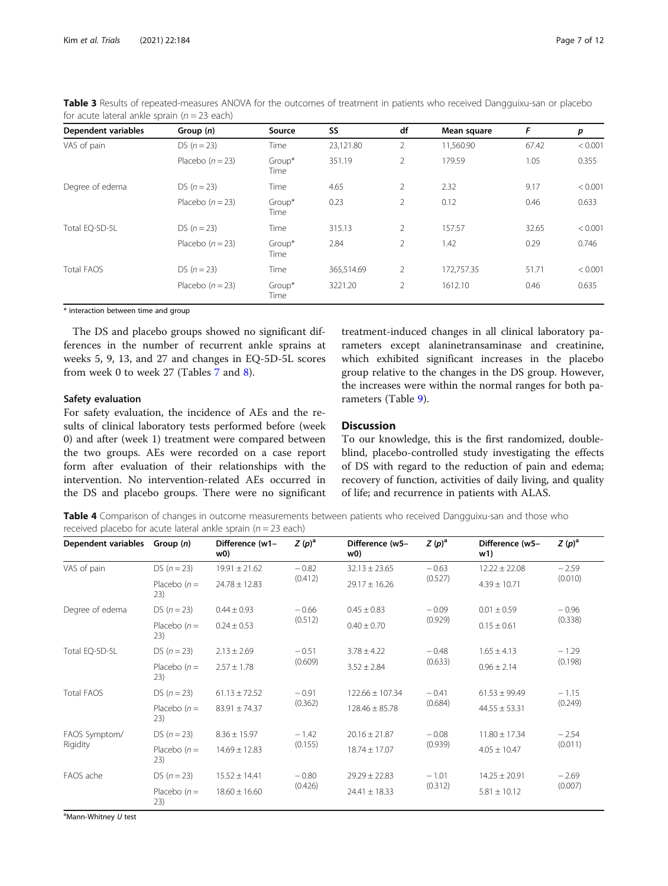**Table 3** Results of repeated-measures ANOVA for the outcomes of treatment in patients who received Dangguixu-san or placebo for acute lateral ankle sprain ($n = 23$ each)

| Dependent variables | Group (*n*) | Source | SS | df | Mean square | *F* | *p* |
|---|---|---|---|---|---|---|---|
| VAS of pain | DS ($n = 23$) | Time | 23,121.80 | 2 | 11,560.90 | 67.42 | < 0.001 |
| | Placebo ($n = 23$) | Group* Time | 351.19 | 2 | 179.59 | 1.05 | 0.355 |
| Degree of edema | DS ($n = 23$) | Time | 4.65 | 2 | 2.32 | 9.17 | < 0.001 |
| | Placebo ($n = 23$) | Group* Time | 0.23 | 2 | 0.12 | 0.46 | 0.633 |
| Total EQ-5D-5L | DS ($n = 23$) | Time | 315.13 | 2 | 157.57 | 32.65 | < 0.001 |
| | Placebo ($n = 23$) | Group* Time | 2.84 | 2 | 1.42 | 0.29 | 0.746 |
| Total FAOS | DS ($n = 23$) | Time | 365,514.69 | 2 | 172,757.35 | 51.71 | < 0.001 |
| | Placebo ($n = 23$) | Group* Time | 3221.20 | 2 | 1612.10 | 0.46 | 0.635 |

\* interaction between time and group

The DS and placebo groups showed no significant differences in the number of recurrent ankle sprains at weeks 5, 9, 13, and 27 and changes in EQ-5D-5L scores from week 0 to week 27 (Tables 7 and 8).

### Safety evaluation

For safety evaluation, the incidence of AEs and the results of clinical laboratory tests performed before (week 0) and after (week 1) treatment were compared between the two groups. AEs were recorded on a case report form after evaluation of their relationships with the intervention. No intervention-related AEs occurred in the DS and placebo groups. There were no significant treatment-induced changes in all clinical laboratory parameters except alaninetransaminase and creatinine, which exhibited significant increases in the placebo group relative to the changes in the DS group. However, the increases were within the normal ranges for both parameters (Table 9).

## Discussion

To our knowledge, this is the first randomized, double-blind, placebo-controlled study investigating the effects of DS with regard to the reduction of pain and edema; recovery of function, activities of daily living, and quality of life; and recurrence in patients with ALAS.

**Table 4** Comparison of changes in outcome measurements between patients who received Dangguixu-san and those who received placebo for acute lateral ankle sprain ($n = 23$ each)

| Dependent variables | Group (*n*) | Difference (w1–w0) | *Z* (*p*)[a] | Difference (w5–w0) | *Z* (*p*)[a] | Difference (w5–w1) | *Z* (*p*)[a] |
|---|---|---|---|---|---|---|---|
| VAS of pain | DS ($n = 23$) | 19.91 ± 21.62 | − 0.82 (0.412) | 32.13 ± 23.65 | − 0.63 (0.527) | 12.22 ± 22.08 | − 2.59 (0.010) |
| | Placebo ($n = 23$) | 24.78 ± 12.83 | | 29.17 ± 16.26 | | 4.39 ± 10.71 | |
| Degree of edema | DS ($n = 23$) | 0.44 ± 0.93 | − 0.66 (0.512) | 0.45 ± 0.83 | − 0.09 (0.929) | 0.01 ± 0.59 | − 0.96 (0.338) |
| | Placebo ($n = 23$) | 0.24 ± 0.53 | | 0.40 ± 0.70 | | 0.15 ± 0.61 | |
| Total EQ-5D-5L | DS ($n = 23$) | 2.13 ± 2.69 | − 0.51 (0.609) | 3.78 ± 4.22 | − 0.48 (0.633) | 1.65 ± 4.13 | − 1.29 (0.198) |
| | Placebo ($n = 23$) | 2.57 ± 1.78 | | 3.52 ± 2.84 | | 0.96 ± 2.14 | |
| Total FAOS | DS ($n = 23$) | 61.13 ± 72.52 | − 0.91 (0.362) | 122.66 ± 107.34 | − 0.41 (0.684) | 61.53 ± 99.49 | − 1.15 (0.249) |
| | Placebo ($n = 23$) | 83.91 ± 74.37 | | 128.46 ± 85.78 | | 44.55 ± 53.31 | |
| FAOS Symptom/Rigidity | DS ($n = 23$) | 8.36 ± 15.97 | − 1.42 (0.155) | 20.16 ± 21.87 | − 0.08 (0.939) | 11.80 ± 17.34 | − 2.54 (0.011) |
| | Placebo ($n = 23$) | 14.69 ± 12.83 | | 18.74 ± 17.07 | | 4.05 ± 10.47 | |
| FAOS ache | DS ($n = 23$) | 15.52 ± 14.41 | − 0.80 (0.426) | 29.29 ± 22.83 | − 1.01 (0.312) | 14.25 ± 20.91 | − 2.69 (0.007) |
| | Placebo ($n = 23$) | 18.60 ± 16.60 | | 24.41 ± 18.33 | | 5.81 ± 10.12 | |

[a]Mann-Whitney *U* test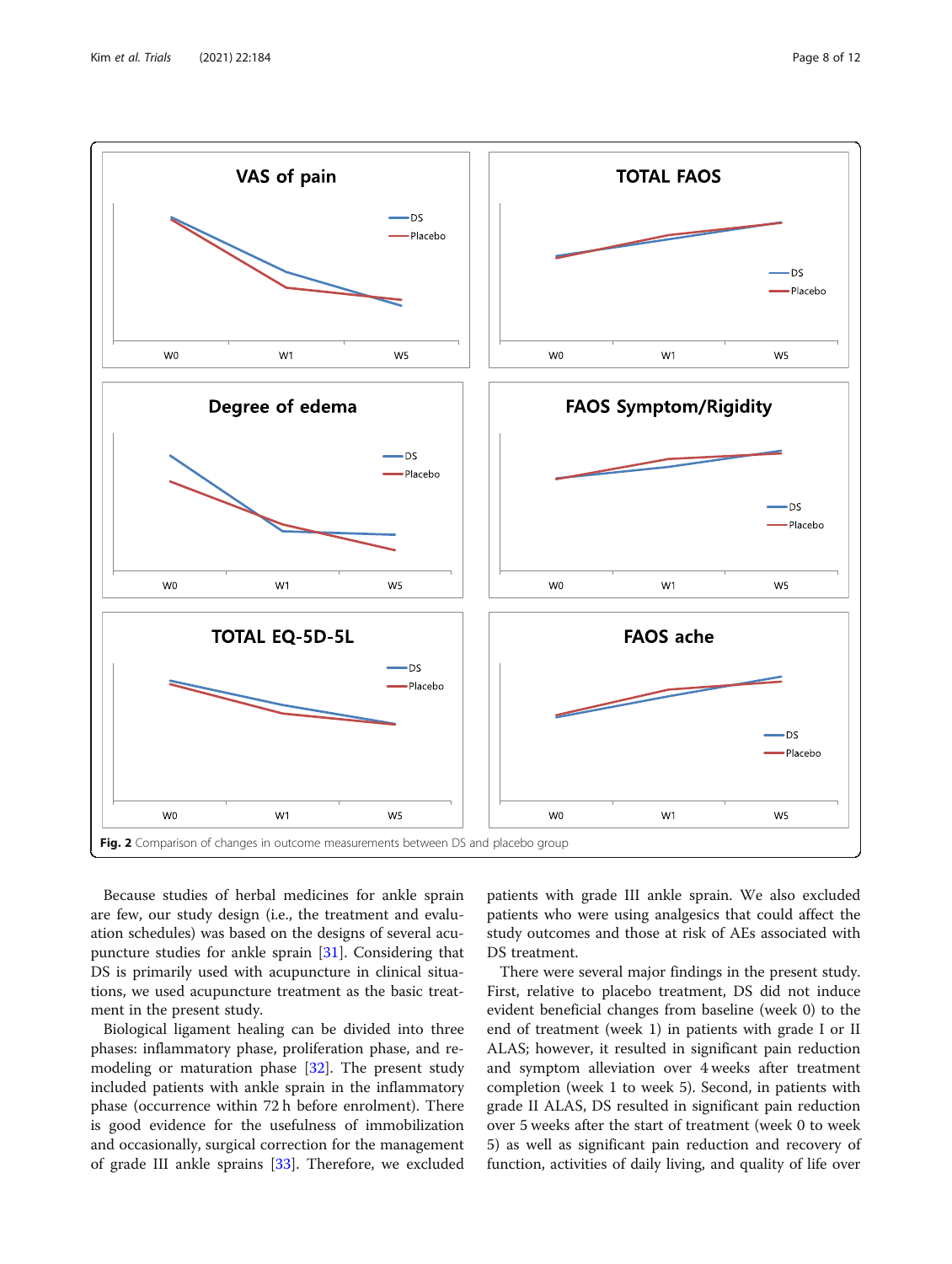Fig. 2 Comparison of changes in outcome measurements between DS and placebo group

Because studies of herbal medicines for ankle sprain are few, our study design (i.e., the treatment and evaluation schedules) was based on the designs of several acupuncture studies for ankle sprain [31]. Considering that DS is primarily used with acupuncture in clinical situations, we used acupuncture treatment as the basic treatment in the present study.

Biological ligament healing can be divided into three phases: inflammatory phase, proliferation phase, and remodeling or maturation phase [32]. The present study included patients with ankle sprain in the inflammatory phase (occurrence within 72 h before enrolment). There is good evidence for the usefulness of immobilization and occasionally, surgical correction for the management of grade III ankle sprains [33]. Therefore, we excluded patients with grade III ankle sprain. We also excluded patients who were using analgesics that could affect the study outcomes and those at risk of AEs associated with DS treatment.

There were several major findings in the present study. First, relative to placebo treatment, DS did not induce evident beneficial changes from baseline (week 0) to the end of treatment (week 1) in patients with grade I or II ALAS; however, it resulted in significant pain reduction and symptom alleviation over 4 weeks after treatment completion (week 1 to week 5). Second, in patients with grade II ALAS, DS resulted in significant pain reduction over 5 weeks after the start of treatment (week 0 to week 5) as well as significant pain reduction and recovery of function, activities of daily living, and quality of life over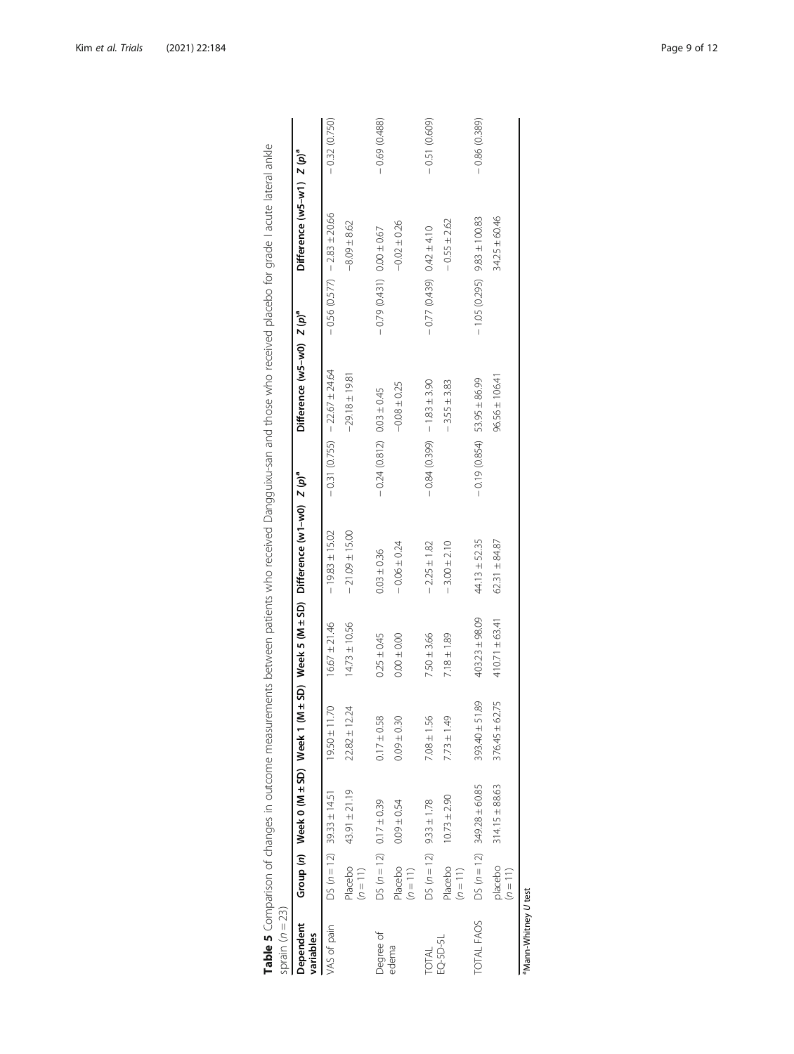**Table 5** Comparison of changes in outcome measurements between patients who received Dangguixu-san and those who received placebo for grade I acute lateral ankle sprain ($n = 23$)

| Dependent variables | Group (n) | Week 0 (M ± SD) | Week 1 (M ± SD) | Week 5 (M ± SD) | Difference (w1–w0) | Z (p)[a] | Difference (w5–w0) | Z (p)[a] | Difference (w5–w1) | Z (p)[a] |
|---|---|---|---|---|---|---|---|---|---|---|
| VAS of pain | DS ($n = 12$) | 39.33 ± 14.51 | 19.50 ± 11.70 | 16.67 ± 21.46 | − 19.83 ± 15.02 | − 0.31 (0.755) | − 22.67 ± 24.64 | − 0.56 (0.577) | − 2.83 ± 20.66 | − 0.32 (0.750) |
| | Placebo ($n = 11$) | 43.91 ± 21.19 | 22.82 ± 12.24 | 14.73 ± 10.56 | − 21.09 ± 15.00 | | −29.18 ± 19.81 | | −8.09 ± 8.62 | |
| Degree of edema | DS ($n = 12$) | 0.17 ± 0.39 | 0.17 ± 0.58 | 0.25 ± 0.45 | 0.03 ± 0.36 | − 0.24 (0.812) | 0.03 ± 0.45 | − 0.79 (0.431) | 0.00 ± 0.67 | − 0.69 (0.488) |
| | Placebo ($n = 11$) | 0.09 ± 0.54 | 0.09 ± 0.30 | 0.00 ± 0.00 | − 0.06 ± 0.24 | | −0.08 ± 0.25 | | −0.02 ± 0.26 | |
| TOTAL EQ-5D-5L | DS ($n = 12$) | 9.33 ± 1.78 | 7.08 ± 1.56 | 7.50 ± 3.66 | − 2.25 ± 1.82 | − 0.84 (0.399) | − 1.83 ± 3.90 | − 0.77 (0.439) | 0.42 ± 4.10 | − 0.51 (0.609) |
| | Placebo ($n = 11$) | 10.73 ± 2.90 | 7.73 ± 1.49 | 7.18 ± 1.89 | − 3.00 ± 2.10 | | − 3.55 ± 3.83 | | − 0.55 ± 2.62 | |
| TOTAL FAOS | DS ($n = 12$) | 349.28 ± 60.85 | 393.40 ± 51.89 | 403.23 ± 98.09 | 44.13 ± 52.35 | − 0.19 (0.854) | 53.95 ± 86.99 | − 1.05 (0.295) | 9.83 ± 100.83 | − 0.86 (0.389) |
| | placebo ($n = 11$) | 314.15 ± 88.63 | 376.45 ± 62.75 | 410.71 ± 63.41 | 62.31 ± 84.87 | | 96.56 ± 106.41 | | 34.25 ± 60.46 | |

[a]Mann-Whitney U test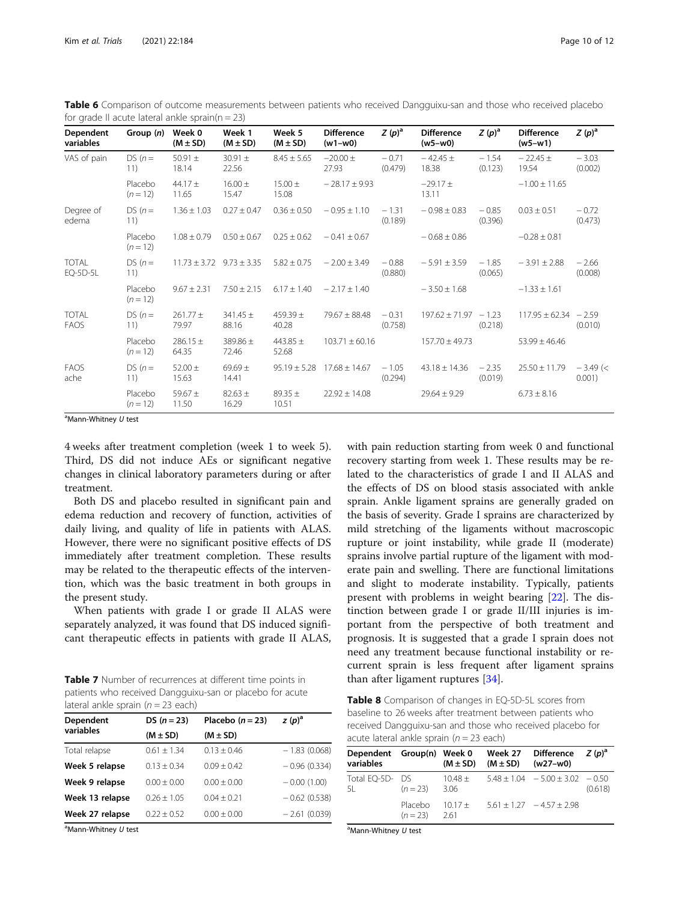**Table 6** Comparison of outcome measurements between patients who received Dangguixu-san and those who received placebo for grade II acute lateral ankle sprain(n = 23)

| Dependent variables | Group (n) | Week 0 (M ± SD) | Week 1 (M ± SD) | Week 5 (M ± SD) | Difference (w1–w0) | Z (p)[a] | Difference (w5–w0) | Z (p)[a] | Difference (w5–w1) | Z (p)[a] |
|---|---|---|---|---|---|---|---|---|---|---|
| VAS of pain | DS (n = 11) | 50.91 ± 18.14 | 30.91 ± 22.56 | 8.45 ± 5.65 | −20.00 ± 27.93 | − 0.71 (0.479) | − 42.45 ± 18.38 | − 1.54 (0.123) | − 22.45 ± 19.54 | − 3.03 (0.002) |
| | Placebo (n = 12) | 44.17 ± 11.65 | 16.00 ± 15.47 | 15.00 ± 15.08 | − 28.17 ± 9.93 | | −29.17 ± 13.11 | | −1.00 ± 11.65 | |
| Degree of edema | DS (n = 11) | 1.36 ± 1.03 | 0.27 ± 0.47 | 0.36 ± 0.50 | − 0.95 ± 1.10 | − 1.31 (0.189) | − 0.98 ± 0.83 | − 0.85 (0.396) | 0.03 ± 0.51 | − 0.72 (0.473) |
| | Placebo (n = 12) | 1.08 ± 0.79 | 0.50 ± 0.67 | 0.25 ± 0.62 | − 0.41 ± 0.67 | | − 0.68 ± 0.86 | | −0.28 ± 0.81 | |
| TOTAL EQ-5D-5L | DS (n = 11) | 11.73 ± 3.72 | 9.73 ± 3.35 | 5.82 ± 0.75 | − 2.00 ± 3.49 | − 0.88 (0.880) | − 5.91 ± 3.59 | − 1.85 (0.065) | − 3.91 ± 2.88 | − 2.66 (0.008) |
| | Placebo (n = 12) | 9.67 ± 2.31 | 7.50 ± 2.15 | 6.17 ± 1.40 | − 2.17 ± 1.40 | | − 3.50 ± 1.68 | | −1.33 ± 1.61 | |
| TOTAL FAOS | DS (n = 11) | 261.77 ± 79.97 | 341.45 ± 88.16 | 459.39 ± 40.28 | 79.67 ± 88.48 | − 0.31 (0.758) | 197.62 ± 71.97 | − 1.23 (0.218) | 117.95 ± 62.34 | − 2.59 (0.010) |
| | Placebo (n = 12) | 286.15 ± 64.35 | 389.86 ± 72.46 | 443.85 ± 52.68 | 103.71 ± 60.16 | | 157.70 ± 49.73 | | 53.99 ± 46.46 | |
| FAOS ache | DS (n = 11) | 52.00 ± 15.63 | 69.69 ± 14.41 | 95.19 ± 5.28 | 17.68 ± 14.67 | − 1.05 (0.294) | 43.18 ± 14.36 | − 2.35 (0.019) | 25.50 ± 11.79 | − 3.49 (< 0.001) |
| | Placebo (n = 12) | 59.67 ± 11.50 | 82.63 ± 16.29 | 89.35 ± 10.51 | 22.92 ± 14.08 | | 29.64 ± 9.29 | | 6.73 ± 8.16 | |

[a]Mann-Whitney *U* test

4 weeks after treatment completion (week 1 to week 5). Third, DS did not induce AEs or significant negative changes in clinical laboratory parameters during or after treatment.

Both DS and placebo resulted in significant pain and edema reduction and recovery of function, activities of daily living, and quality of life in patients with ALAS. However, there were no significant positive effects of DS immediately after treatment completion. These results may be related to the therapeutic effects of the intervention, which was the basic treatment in both groups in the present study.

When patients with grade I or grade II ALAS were separately analyzed, it was found that DS induced significant therapeutic effects in patients with grade II ALAS, with pain reduction starting from week 0 and functional recovery starting from week 1. These results may be related to the characteristics of grade I and II ALAS and the effects of DS on blood stasis associated with ankle sprain. Ankle ligament sprains are generally graded on the basis of severity. Grade I sprains are characterized by mild stretching of the ligaments without macroscopic rupture or joint instability, while grade II (moderate) sprains involve partial rupture of the ligament with moderate pain and swelling. There are functional limitations and slight to moderate instability. Typically, patients present with problems in weight bearing [22]. The distinction between grade I or grade II/III injuries is important from the perspective of both treatment and prognosis. It is suggested that a grade I sprain does not need any treatment because functional instability or recurrent sprain is less frequent after ligament sprains than after ligament ruptures [34].

**Table 7** Number of recurrences at different time points in patients who received Dangguixu-san or placebo for acute lateral ankle sprain (n = 23 each)

| Dependent variables | DS (n = 23) (M ± SD) | Placebo (n = 23) (M ± SD) | z (p)[a] |
|---|---|---|---|
| Total relapse | 0.61 ± 1.34 | 0.13 ± 0.46 | − 1.83 (0.068) |
| **Week 5 relapse** | 0.13 ± 0.34 | 0.09 ± 0.42 | − 0.96 (0.334) |
| **Week 9 relapse** | 0.00 ± 0.00 | 0.00 ± 0.00 | − 0.00 (1.00) |
| **Week 13 relapse** | 0.26 ± 1.05 | 0.04 ± 0.21 | − 0.62 (0.538) |
| **Week 27 relapse** | 0.22 ± 0.52 | 0.00 ± 0.00 | − 2.61 (0.039) |

[a]Mann-Whitney *U* test

**Table 8** Comparison of changes in EQ-5D-5L scores from baseline to 26 weeks after treatment between patients who received Dangguixu-san and those who received placebo for acute lateral ankle sprain (n = 23 each)

| Dependent variables | Group(n) | Week 0 (M ± SD) | Week 27 (M ± SD) | Difference (w27–w0) | Z (p)[a] |
|---|---|---|---|---|---|
| Total EQ-5D-5L | DS (n = 23) | 10.48 ± 3.06 | 5.48 ± 1.04 | − 5.00 ± 3.02 | − 0.50 (0.618) |
| | Placebo (n = 23) | 10.17 ± 2.61 | 5.61 ± 1.27 | − 4.57 ± 2.98 | |

[a]Mann-Whitney *U* test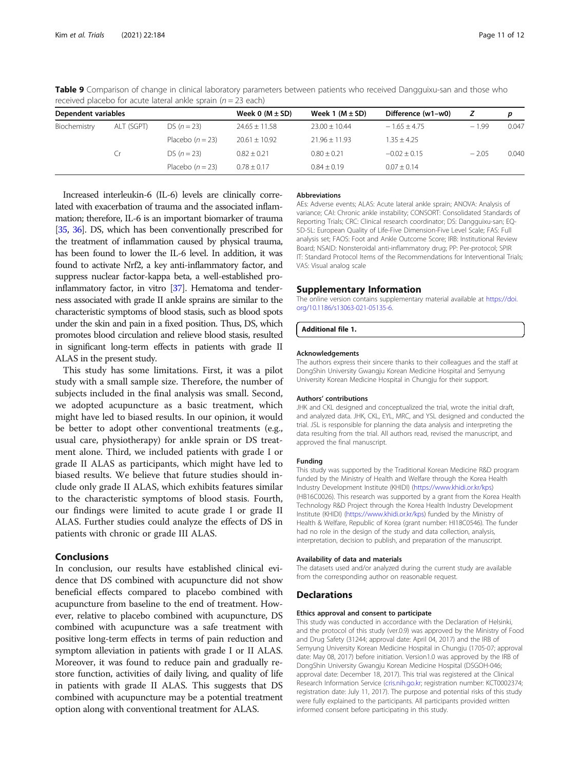**Table 9** Comparison of change in clinical laboratory parameters between patients who received Dangguixu-san and those who received placebo for acute lateral ankle sprain ($n = 23$ each)

| Dependent variables | | | Week 0 (M ± SD) | Week 1 (M ± SD) | Difference (w1–w0) | Z | p |
|---|---|---|---|---|---|---|---|
| Biochemistry | ALT (SGPT) | DS ($n = 23$) | 24.65 ± 11.58 | 23.00 ± 10.44 | − 1.65 ± 4.75 | − 1.99 | 0.047 |
| | | Placebo ($n = 23$) | 20.61 ± 10.92 | 21.96 ± 11.93 | 1.35 ± 4.25 | | |
| | Cr | DS ($n = 23$) | 0.82 ± 0.21 | 0.80 ± 0.21 | −0.02 ± 0.15 | − 2.05 | 0.040 |
| | | Placebo ($n = 23$) | 0.78 ± 0.17 | 0.84 ± 0.19 | 0.07 ± 0.14 | | |

Increased interleukin-6 (IL-6) levels are clinically correlated with exacerbation of trauma and the associated inflammation; therefore, IL-6 is an important biomarker of trauma [35, 36]. DS, which has been conventionally prescribed for the treatment of inflammation caused by physical trauma, has been found to lower the IL-6 level. In addition, it was found to activate Nrf2, a key anti-inflammatory factor, and suppress nuclear factor-kappa beta, a well-established pro-inflammatory factor, in vitro [37]. Hematoma and tenderness associated with grade II ankle sprains are similar to the characteristic symptoms of blood stasis, such as blood spots under the skin and pain in a fixed position. Thus, DS, which promotes blood circulation and relieve blood stasis, resulted in significant long-term effects in patients with grade II ALAS in the present study.

This study has some limitations. First, it was a pilot study with a small sample size. Therefore, the number of subjects included in the final analysis was small. Second, we adopted acupuncture as a basic treatment, which might have led to biased results. In our opinion, it would be better to adopt other conventional treatments (e.g., usual care, physiotherapy) for ankle sprain or DS treatment alone. Third, we included patients with grade I or grade II ALAS as participants, which might have led to biased results. We believe that future studies should include only grade II ALAS, which exhibits features similar to the characteristic symptoms of blood stasis. Fourth, our findings were limited to acute grade I or grade II ALAS. Further studies could analyze the effects of DS in patients with chronic or grade III ALAS.

## Conclusions

In conclusion, our results have established clinical evidence that DS combined with acupuncture did not show beneficial effects compared to placebo combined with acupuncture from baseline to the end of treatment. However, relative to placebo combined with acupuncture, DS combined with acupuncture was a safe treatment with positive long-term effects in terms of pain reduction and symptom alleviation in patients with grade I or II ALAS. Moreover, it was found to reduce pain and gradually restore function, activities of daily living, and quality of life in patients with grade II ALAS. This suggests that DS combined with acupuncture may be a potential treatment option along with conventional treatment for ALAS.

#### Abbreviations

AEs: Adverse events; ALAS: Acute lateral ankle sprain; ANOVA: Analysis of variance; CAI: Chronic ankle instability; CONSORT: Consolidated Standards of Reporting Trials; CRC: Clinical research coordinator; DS: Dangguixu-san; EQ-5D-5L: European Quality of Life-Five Dimension-Five Level Scale; FAS: Full analysis set; FAOS: Foot and Ankle Outcome Score; IRB: Institutional Review Board; NSAID: Nonsteroidal anti-inflammatory drug; PP: Per-protocol; SPIRIT: Standard Protocol Items of the Recommendations for Interventional Trials; VAS: Visual analog scale

## Supplementary Information

The online version contains supplementary material available at https://doi.org/10.1186/s13063-021-05135-6.

**Additional file 1.**

#### Acknowledgements

The authors express their sincere thanks to their colleagues and the staff at DongShin University Gwangju Korean Medicine Hospital and Semyung University Korean Medicine Hospital in Chungju for their support.

#### Authors' contributions

JHK and CKL designed and conceptualized the trial, wrote the initial draft, and analyzed data. JHK, CKL, EYL, MRC, and YSL designed and conducted the trial. JSL is responsible for planning the data analysis and interpreting the data resulting from the trial. All authors read, revised the manuscript, and approved the final manuscript.

#### Funding

This study was supported by the Traditional Korean Medicine R&D program funded by the Ministry of Health and Welfare through the Korea Health Industry Development Institute (KHIDI) (https://www.khidi.or.kr/kps) (HB16C0026). This research was supported by a grant from the Korea Health Technology R&D Project through the Korea Health Industry Development Institute (KHIDI) (https://www.khidi.or.kr/kps) funded by the Ministry of Health & Welfare, Republic of Korea (grant number: HI18C0546). The funder had no role in the design of the study and data collection, analysis, interpretation, decision to publish, and preparation of the manuscript.

#### Availability of data and materials

The datasets used and/or analyzed during the current study are available from the corresponding author on reasonable request.

## Declarations

#### Ethics approval and consent to participate

This study was conducted in accordance with the Declaration of Helsinki, and the protocol of this study (ver.0.9) was approved by the Ministry of Food and Drug Safety (31244; approval date: April 04, 2017) and the IRB of Semyung University Korean Medicine Hospital in Chungju (1705-07; approval date: May 08, 2017) before initiation. Version1.0 was approved by the IRB of DongShin University Gwangju Korean Medicine Hospital (DSGOH-046; approval date: December 18, 2017). This trial was registered at the Clinical Research Information Service (cris.nih.go.kr; registration number: KCT0002374; registration date: July 11, 2017). The purpose and potential risks of this study were fully explained to the participants. All participants provided written informed consent before participating in this study.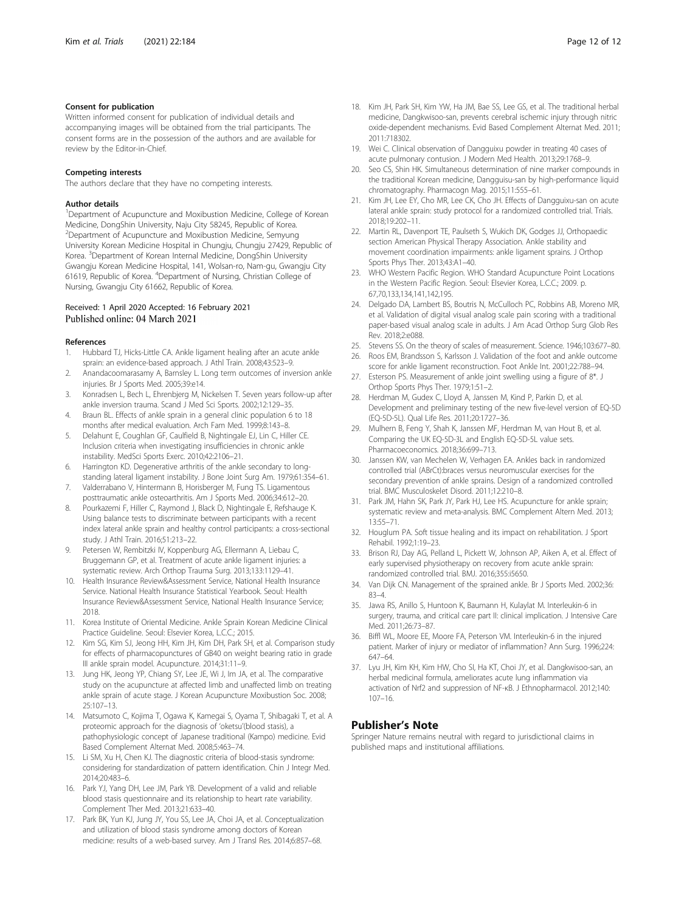#### Consent for publication

Written informed consent for publication of individual details and accompanying images will be obtained from the trial participants. The consent forms are in the possession of the authors and are available for review by the Editor-in-Chief.

#### Competing interests

The authors declare that they have no competing interests.

#### Author details

[1]Department of Acupuncture and Moxibustion Medicine, College of Korean Medicine, DongShin University, Naju City 58245, Republic of Korea. [2]Department of Acupuncture and Moxibustion Medicine, Semyung University Korean Medicine Hospital in Chungju, Chungju 27429, Republic of Korea. [3]Department of Korean Internal Medicine, DongShin University Gwangju Korean Medicine Hospital, 141, Wolsan-ro, Nam-gu, Gwangju City 61619, Republic of Korea. [4]Department of Nursing, Christian College of Nursing, Gwangju City 61662, Republic of Korea.

Received: 1 April 2020 Accepted: 16 February 2021
Published online: 04 March 2021

#### References

1. Hubbard TJ, Hicks-Little CA. Ankle ligament healing after an acute ankle sprain: an evidence-based approach. J Athl Train. 2008;43:523–9.
2. Anandacoomarasamy A, Barnsley L. Long term outcomes of inversion ankle injuries. Br J Sports Med. 2005;39:e14.
3. Konradsen L, Bech L, Ehrenbjerg M, Nickelsen T. Seven years follow-up after ankle inversion trauma. Scand J Med Sci Sports. 2002;12:129–35.
4. Braun BL. Effects of ankle sprain in a general clinic population 6 to 18 months after medical evaluation. Arch Fam Med. 1999;8:143–8.
5. Delahunt E, Coughlan GF, Caulfield B, Nightingale EJ, Lin C, Hiller CE. Inclusion criteria when investigating insufficiencies in chronic ankle instability. MedSci Sports Exerc. 2010;42:2106–21.
6. Harrington KD. Degenerative arthritis of the ankle secondary to long-standing lateral ligament instability. J Bone Joint Surg Am. 1979;61:354–61.
7. Valderrabano V, Hintermann B, Horisberger M, Fung TS. Ligamentous posttraumatic ankle osteoarthritis. Am J Sports Med. 2006;34:612–20.
8. Pourkazemi F, Hiller C, Raymond J, Black D, Nightingale E, Refshauge K. Using balance tests to discriminate between participants with a recent index lateral ankle sprain and healthy control participants: a cross-sectional study. J Athl Train. 2016;51:213–22.
9. Petersen W, Rembitzki IV, Koppenburg AG, Ellermann A, Liebau C, Bruggemann GP, et al. Treatment of acute ankle ligament injuries: a systematic review. Arch Orthop Trauma Surg. 2013;133:1129–41.
10. Health Insurance Review&Assessment Service, National Health Insurance Service. National Health Insurance Statistical Yearbook. Seoul: Health Insurance Review&Assessment Service, National Health Insurance Service; 2018.
11. Korea Institute of Oriental Medicine. Ankle Sprain Korean Medicine Clinical Practice Guideline. Seoul: Elsevier Korea, L.C.C.; 2015.
12. Kim SG, Kim SJ, Jeong HH, Kim JH, Kim DH, Park SH, et al. Comparison study for effects of pharmacopunctures of GB40 on weight bearing ratio in grade III ankle sprain model. Acupuncture. 2014;31:11–9.
13. Jung HK, Jeong YP, Chiang SY, Lee JE, Wi J, Im JA, et al. The comparative study on the acupuncture at affected limb and unaffected limb on treating ankle sprain of acute stage. J Korean Acupuncture Moxibustion Soc. 2008; 25:107–13.
14. Matsumoto C, Kojima T, Ogawa K, Kamegai S, Oyama T, Shibagaki T, et al. A proteomic approach for the diagnosis of 'oketsu'(blood stasis), a pathophysiologic concept of Japanese traditional (Kampo) medicine. Evid Based Complement Alternat Med. 2008;5:463–74.
15. Li SM, Xu H, Chen KJ. The diagnostic criteria of blood-stasis syndrome: considering for standardization of pattern identification. Chin J Integr Med. 2014;20:483–6.
16. Park YJ, Yang DH, Lee JM, Park YB. Development of a valid and reliable blood stasis questionnaire and its relationship to heart rate variability. Complement Ther Med. 2013;21:633–40.
17. Park BK, Yun KJ, Jung JY, You SS, Lee JA, Choi JA, et al. Conceptualization and utilization of blood stasis syndrome among doctors of Korean medicine: results of a web-based survey. Am J Transl Res. 2014;6:857–68.
18. Kim JH, Park SH, Kim YW, Ha JM, Bae SS, Lee GS, et al. The traditional herbal medicine, Dangkwisoo-san, prevents cerebral ischemic injury through nitric oxide-dependent mechanisms. Evid Based Complement Alternat Med. 2011; 2011:718302.
19. Wei C. Clinical observation of Dangguixu powder in treating 40 cases of acute pulmonary contusion. J Modern Med Health. 2013;29:1768–9.
20. Seo CS, Shin HK. Simultaneous determination of nine marker compounds in the traditional Korean medicine, Dangguisu-san by high-performance liquid chromatography. Pharmacogn Mag. 2015;11:555–61.
21. Kim JH, Lee EY, Cho MR, Lee CK, Cho JH. Effects of Dangguixu-san on acute lateral ankle sprain: study protocol for a randomized controlled trial. Trials. 2018;19:202–11.
22. Martin RL, Davenport TE, Paulseth S, Wukich DK, Godges JJ, Orthopaedic section American Physical Therapy Association. Ankle stability and movement coordination impairments: ankle ligament sprains. J Orthop Sports Phys Ther. 2013;43:A1–40.
23. WHO Western Pacific Region. WHO Standard Acupuncture Point Locations in the Western Pacific Region. Seoul: Elsevier Korea, L.C.C.; 2009. p. 67,70,133,134,141,142,195.
24. Delgado DA, Lambert BS, Boutris N, McCulloch PC, Robbins AB, Moreno MR, et al. Validation of digital visual analog scale pain scoring with a traditional paper-based visual analog scale in adults. J Am Acad Orthop Surg Glob Res Rev. 2018;2:e088.
25. Stevens SS. On the theory of scales of measurement. Science. 1946;103:677–80.
26. Roos EM, Brandsson S, Karlsson J. Validation of the foot and ankle outcome score for ankle ligament reconstruction. Foot Ankle Int. 2001;22:788–94.
27. Esterson PS. Measurement of ankle joint swelling using a figure of 8*. J Orthop Sports Phys Ther. 1979;1:51–2.
28. Herdman M, Gudex C, Lloyd A, Janssen M, Kind P, Parkin D, et al. Development and preliminary testing of the new five-level version of EQ-5D (EQ-5D-5L). Qual Life Res. 2011;20:1727–36.
29. Mulhern B, Feng Y, Shah K, Janssen MF, Herdman M, van Hout B, et al. Comparing the UK EQ-5D-3L and English EQ-5D-5L value sets. Pharmacoeconomics. 2018;36:699–713.
30. Janssen KW, van Mechelen W, Verhagen EA. Ankles back in randomized controlled trial (ABrCt):braces versus neuromuscular exercises for the secondary prevention of ankle sprains. Design of a randomized controlled trial. BMC Musculoskelet Disord. 2011;12:210–8.
31. Park JM, Hahn SK, Park JY, Park HJ, Lee HS. Acupuncture for ankle sprain; systematic review and meta-analysis. BMC Complement Altern Med. 2013; 13:55–71.
32. Houglum PA. Soft tissue healing and its impact on rehabilitation. J Sport Rehabil. 1992;1:19–23.
33. Brison RJ, Day AG, Pelland L, Pickett W, Johnson AP, Aiken A, et al. Effect of early supervised physiotherapy on recovery from acute ankle sprain: randomized controlled trial. BMJ. 2016;355:i5650.
34. Van Dijk CN. Management of the sprained ankle. Br J Sports Med. 2002;36: 83–4.
35. Jawa RS, Anillo S, Huntoon K, Baumann H, Kulaylat M. Interleukin-6 in surgery, trauma, and critical care part II: clinical implication. J Intensive Care Med. 2011;26:73–87.
36. Biffl WL, Moore EE, Moore FA, Peterson VM. Interleukin-6 in the injured patient. Marker of injury or mediator of inflammation? Ann Surg. 1996;224: 647–64.
37. Lyu JH, Kim KH, Kim HW, Cho SI, Ha KT, Choi JY, et al. Dangkwisoo-san, an herbal medicinal formula, ameliorates acute lung inflammation via activation of Nrf2 and suppression of NF-κB. J Ethnopharmacol. 2012;140: 107–16.

## Publisher's Note

Springer Nature remains neutral with regard to jurisdictional claims in published maps and institutional affiliations.